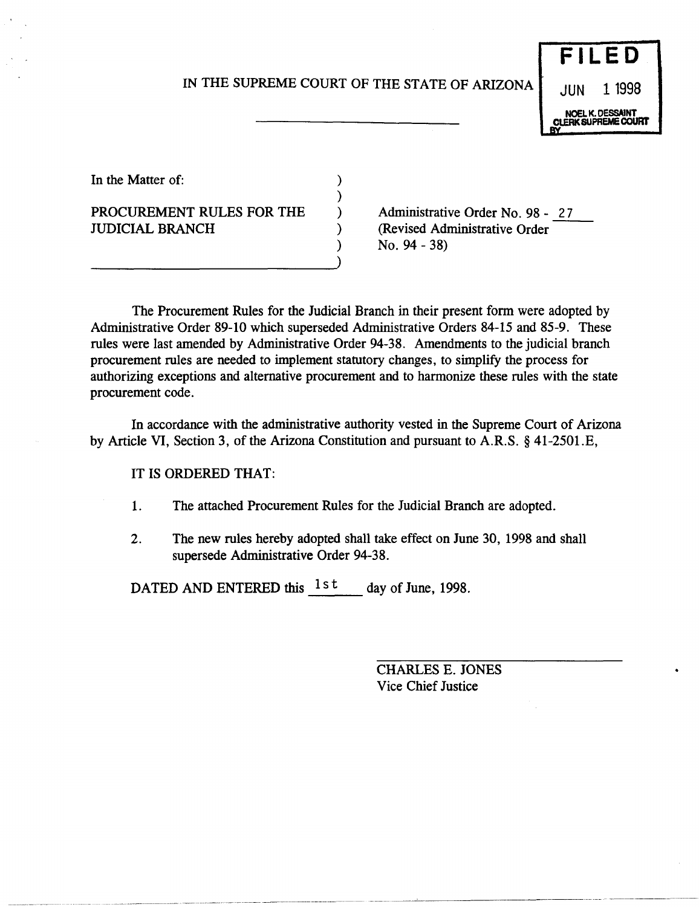**FILED**
JUN 1 1998
NOEL K. DESSAINT
CLERK SUPREME COURT
BY

IN THE SUPREME COURT OF THE STATE OF ARIZONA

In the Matter of:

PROCUREMENT RULES FOR THE JUDICIAL BRANCH

Administrative Order No. 98 - 27
(Revised Administrative Order No. 94 - 38)

The Procurement Rules for the Judicial Branch in their present form were adopted by Administrative Order 89-10 which superseded Administrative Orders 84-15 and 85-9. These rules were last amended by Administrative Order 94-38. Amendments to the judicial branch procurement rules are needed to implement statutory changes, to simplify the process for authorizing exceptions and alternative procurement and to harmonize these rules with the state procurement code.

In accordance with the administrative authority vested in the Supreme Court of Arizona by Article VI, Section 3, of the Arizona Constitution and pursuant to A.R.S. § 41-2501.E,

IT IS ORDERED THAT:

1. The attached Procurement Rules for the Judicial Branch are adopted.

2. The new rules hereby adopted shall take effect on June 30, 1998 and shall supersede Administrative Order 94-38.

DATED AND ENTERED this 1st day of June, 1998.

CHARLES E. JONES
Vice Chief Justice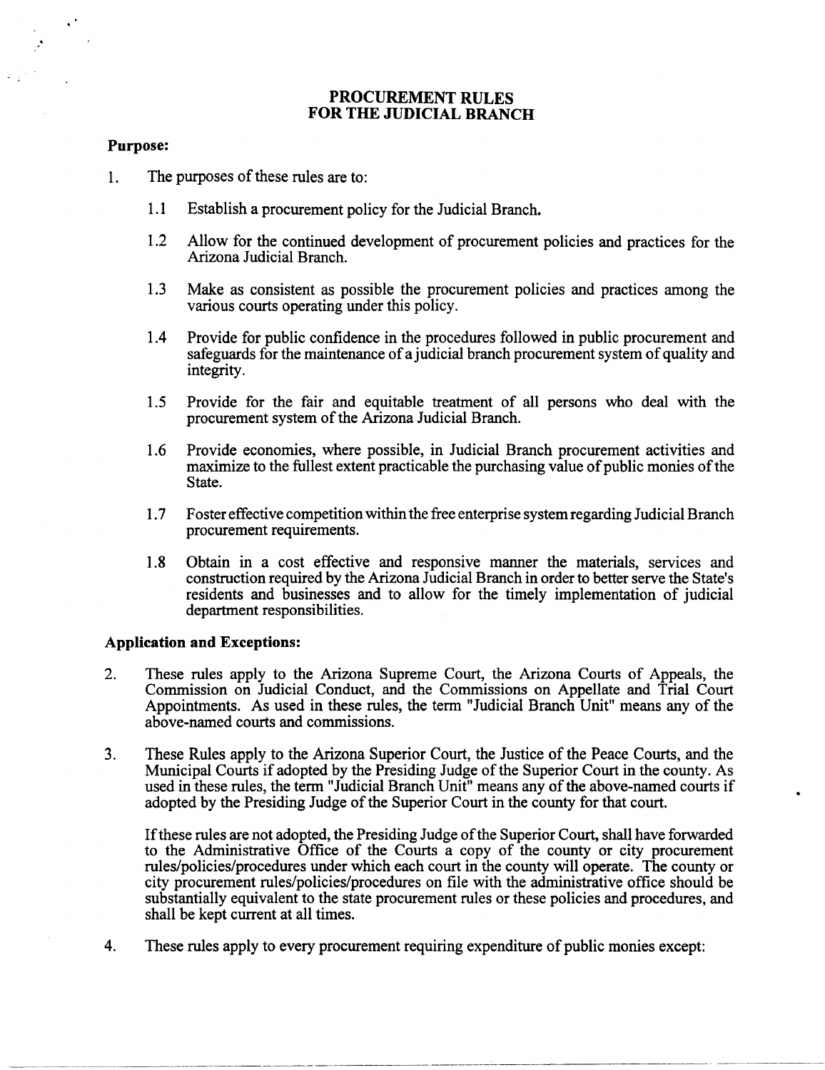# PROCUREMENT RULES FOR THE JUDICIAL BRANCH

**Purpose:**

1. The purposes of these rules are to:

   1.1 Establish a procurement policy for the Judicial Branch.

   1.2 Allow for the continued development of procurement policies and practices for the Arizona Judicial Branch.

   1.3 Make as consistent as possible the procurement policies and practices among the various courts operating under this policy.

   1.4 Provide for public confidence in the procedures followed in public procurement and safeguards for the maintenance of a judicial branch procurement system of quality and integrity.

   1.5 Provide for the fair and equitable treatment of all persons who deal with the procurement system of the Arizona Judicial Branch.

   1.6 Provide economies, where possible, in Judicial Branch procurement activities and maximize to the fullest extent practicable the purchasing value of public monies of the State.

   1.7 Foster effective competition within the free enterprise system regarding Judicial Branch procurement requirements.

   1.8 Obtain in a cost effective and responsive manner the materials, services and construction required by the Arizona Judicial Branch in order to better serve the State's residents and businesses and to allow for the timely implementation of judicial department responsibilities.

**Application and Exceptions:**

2. These rules apply to the Arizona Supreme Court, the Arizona Courts of Appeals, the Commission on Judicial Conduct, and the Commissions on Appellate and Trial Court Appointments. As used in these rules, the term "Judicial Branch Unit" means any of the above-named courts and commissions.

3. These Rules apply to the Arizona Superior Court, the Justice of the Peace Courts, and the Municipal Courts if adopted by the Presiding Judge of the Superior Court in the county. As used in these rules, the term "Judicial Branch Unit" means any of the above-named courts if adopted by the Presiding Judge of the Superior Court in the county for that court.

   If these rules are not adopted, the Presiding Judge of the Superior Court, shall have forwarded to the Administrative Office of the Courts a copy of the county or city procurement rules/policies/procedures under which each court in the county will operate. The county or city procurement rules/policies/procedures on file with the administrative office should be substantially equivalent to the state procurement rules or these policies and procedures, and shall be kept current at all times.

4. These rules apply to every procurement requiring expenditure of public monies except: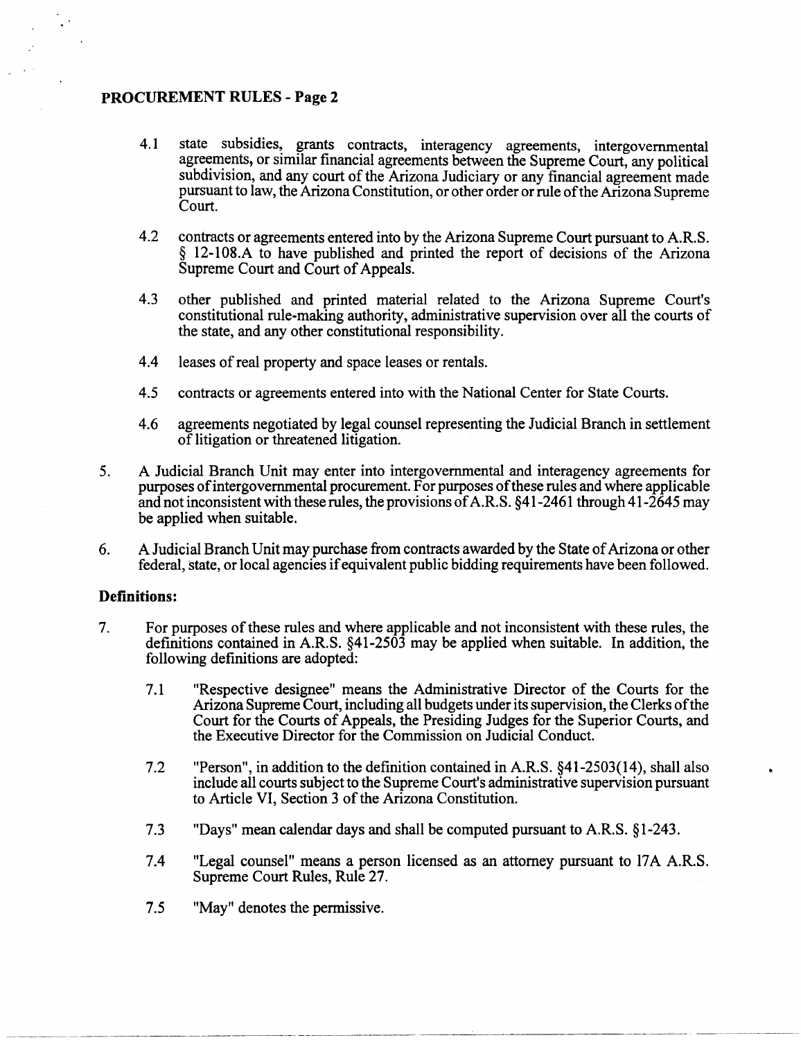4.1 state subsidies, grants contracts, interagency agreements, intergovernmental agreements, or similar financial agreements between the Supreme Court, any political subdivision, and any court of the Arizona Judiciary or any financial agreement made pursuant to law, the Arizona Constitution, or other order or rule of the Arizona Supreme Court.

4.2 contracts or agreements entered into by the Arizona Supreme Court pursuant to A.R.S. § 12-108.A to have published and printed the report of decisions of the Arizona Supreme Court and Court of Appeals.

4.3 other published and printed material related to the Arizona Supreme Court's constitutional rule-making authority, administrative supervision over all the courts of the state, and any other constitutional responsibility.

4.4 leases of real property and space leases or rentals.

4.5 contracts or agreements entered into with the National Center for State Courts.

4.6 agreements negotiated by legal counsel representing the Judicial Branch in settlement of litigation or threatened litigation.

5. A Judicial Branch Unit may enter into intergovernmental and interagency agreements for purposes of intergovernmental procurement. For purposes of these rules and where applicable and not inconsistent with these rules, the provisions of A.R.S. §41-2461 through 41-2645 may be applied when suitable.

6. A Judicial Branch Unit may purchase from contracts awarded by the State of Arizona or other federal, state, or local agencies if equivalent public bidding requirements have been followed.

### Definitions:

7. For purposes of these rules and where applicable and not inconsistent with these rules, the definitions contained in A.R.S. §41-2503 may be applied when suitable. In addition, the following definitions are adopted:

   7.1 "Respective designee" means the Administrative Director of the Courts for the Arizona Supreme Court, including all budgets under its supervision, the Clerks of the Court for the Courts of Appeals, the Presiding Judges for the Superior Courts, and the Executive Director for the Commission on Judicial Conduct.

   7.2 "Person", in addition to the definition contained in A.R.S. §41-2503(14), shall also include all courts subject to the Supreme Court's administrative supervision pursuant to Article VI, Section 3 of the Arizona Constitution.

   7.3 "Days" mean calendar days and shall be computed pursuant to A.R.S. §1-243.

   7.4 "Legal counsel" means a person licensed as an attorney pursuant to 17A A.R.S. Supreme Court Rules, Rule 27.

   7.5 "May" denotes the permissive.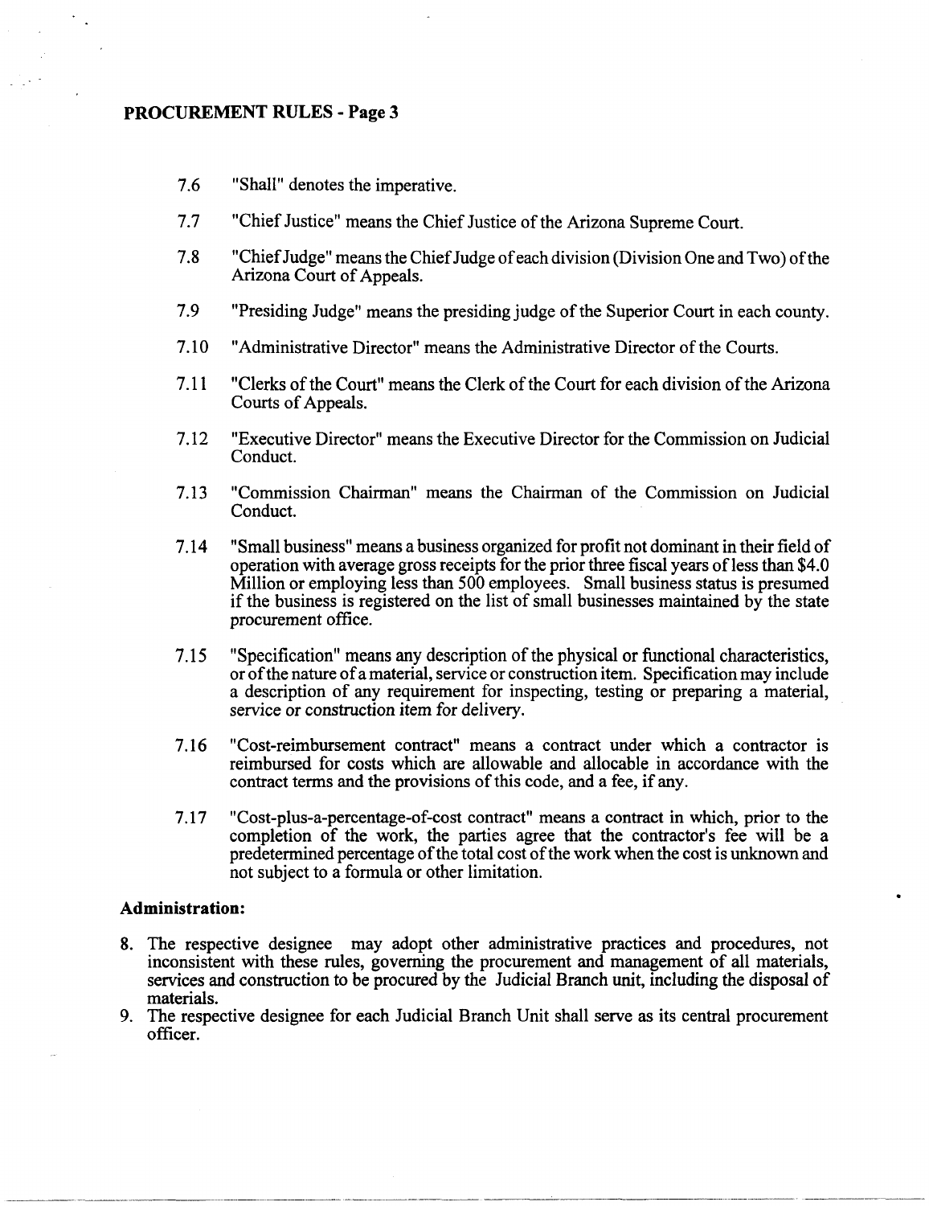7.6 "Shall" denotes the imperative.

7.7 "Chief Justice" means the Chief Justice of the Arizona Supreme Court.

7.8 "Chief Judge" means the Chief Judge of each division (Division One and Two) of the Arizona Court of Appeals.

7.9 "Presiding Judge" means the presiding judge of the Superior Court in each county.

7.10 "Administrative Director" means the Administrative Director of the Courts.

7.11 "Clerks of the Court" means the Clerk of the Court for each division of the Arizona Courts of Appeals.

7.12 "Executive Director" means the Executive Director for the Commission on Judicial Conduct.

7.13 "Commission Chairman" means the Chairman of the Commission on Judicial Conduct.

7.14 "Small business" means a business organized for profit not dominant in their field of operation with average gross receipts for the prior three fiscal years of less than $4.0 Million or employing less than 500 employees. Small business status is presumed if the business is registered on the list of small businesses maintained by the state procurement office.

7.15 "Specification" means any description of the physical or functional characteristics, or of the nature of a material, service or construction item. Specification may include a description of any requirement for inspecting, testing or preparing a material, service or construction item for delivery.

7.16 "Cost-reimbursement contract" means a contract under which a contractor is reimbursed for costs which are allowable and allocable in accordance with the contract terms and the provisions of this code, and a fee, if any.

7.17 "Cost-plus-a-percentage-of-cost contract" means a contract in which, prior to the completion of the work, the parties agree that the contractor's fee will be a predetermined percentage of the total cost of the work when the cost is unknown and not subject to a formula or other limitation.

**Administration:**

8. The respective designee may adopt other administrative practices and procedures, not inconsistent with these rules, governing the procurement and management of all materials, services and construction to be procured by the Judicial Branch unit, including the disposal of materials.
9. The respective designee for each Judicial Branch Unit shall serve as its central procurement officer.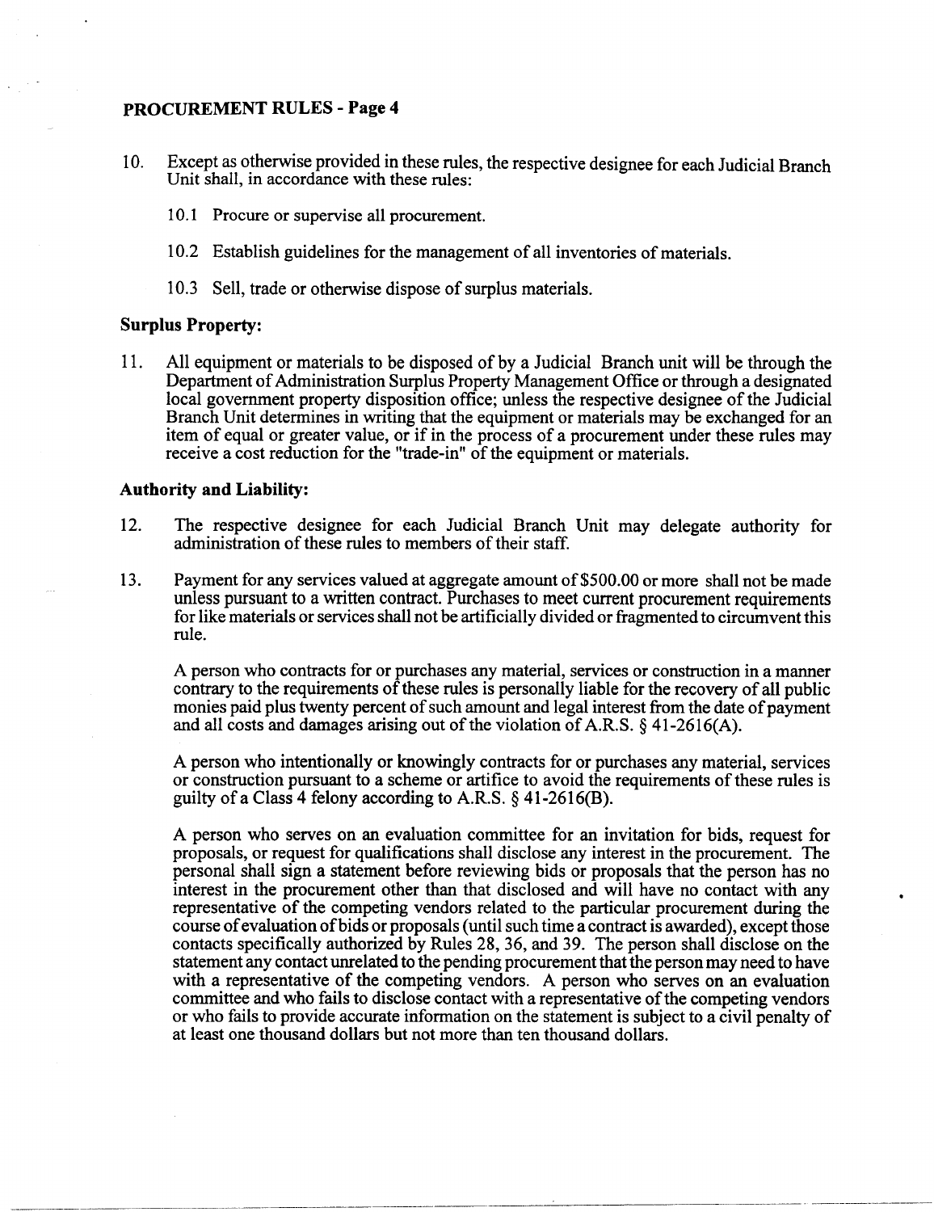## PROCUREMENT RULES - Page 4

10. Except as otherwise provided in these rules, the respective designee for each Judicial Branch Unit shall, in accordance with these rules:

    10.1 Procure or supervise all procurement.

    10.2 Establish guidelines for the management of all inventories of materials.

    10.3 Sell, trade or otherwise dispose of surplus materials.

### Surplus Property:

11. All equipment or materials to be disposed of by a Judicial Branch unit will be through the Department of Administration Surplus Property Management Office or through a designated local government property disposition office; unless the respective designee of the Judicial Branch Unit determines in writing that the equipment or materials may be exchanged for an item of equal or greater value, or if in the process of a procurement under these rules may receive a cost reduction for the "trade-in" of the equipment or materials.

### Authority and Liability:

12. The respective designee for each Judicial Branch Unit may delegate authority for administration of these rules to members of their staff.

13. Payment for any services valued at aggregate amount of $500.00 or more shall not be made unless pursuant to a written contract. Purchases to meet current procurement requirements for like materials or services shall not be artificially divided or fragmented to circumvent this rule.

    A person who contracts for or purchases any material, services or construction in a manner contrary to the requirements of these rules is personally liable for the recovery of all public monies paid plus twenty percent of such amount and legal interest from the date of payment and all costs and damages arising out of the violation of A.R.S. § 41-2616(A).

    A person who intentionally or knowingly contracts for or purchases any material, services or construction pursuant to a scheme or artifice to avoid the requirements of these rules is guilty of a Class 4 felony according to A.R.S. § 41-2616(B).

    A person who serves on an evaluation committee for an invitation for bids, request for proposals, or request for qualifications shall disclose any interest in the procurement. The personal shall sign a statement before reviewing bids or proposals that the person has no interest in the procurement other than that disclosed and will have no contact with any representative of the competing vendors related to the particular procurement during the course of evaluation of bids or proposals (until such time a contract is awarded), except those contacts specifically authorized by Rules 28, 36, and 39. The person shall disclose on the statement any contact unrelated to the pending procurement that the person may need to have with a representative of the competing vendors. A person who serves on an evaluation committee and who fails to disclose contact with a representative of the competing vendors or who fails to provide accurate information on the statement is subject to a civil penalty of at least one thousand dollars but not more than ten thousand dollars.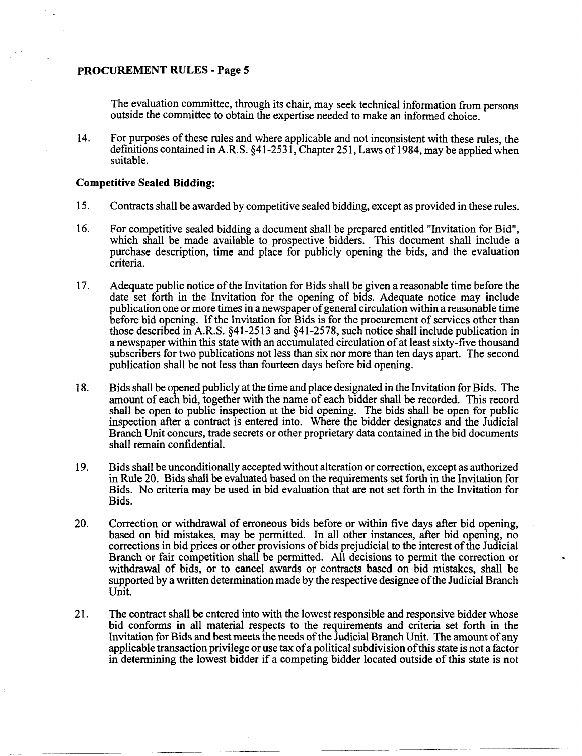The evaluation committee, through its chair, may seek technical information from persons outside the committee to obtain the expertise needed to make an informed choice.

14. For purposes of these rules and where applicable and not inconsistent with these rules, the definitions contained in A.R.S. §41-2531, Chapter 251, Laws of 1984, may be applied when suitable.

**Competitive Sealed Bidding:**

15. Contracts shall be awarded by competitive sealed bidding, except as provided in these rules.

16. For competitive sealed bidding a document shall be prepared entitled "Invitation for Bid", which shall be made available to prospective bidders. This document shall include a purchase description, time and place for publicly opening the bids, and the evaluation criteria.

17. Adequate public notice of the Invitation for Bids shall be given a reasonable time before the date set forth in the Invitation for the opening of bids. Adequate notice may include publication one or more times in a newspaper of general circulation within a reasonable time before bid opening. If the Invitation for Bids is for the procurement of services other than those described in A.R.S. §41-2513 and §41-2578, such notice shall include publication in a newspaper within this state with an accumulated circulation of at least sixty-five thousand subscribers for two publications not less than six nor more than ten days apart. The second publication shall be not less than fourteen days before bid opening.

18. Bids shall be opened publicly at the time and place designated in the Invitation for Bids. The amount of each bid, together with the name of each bidder shall be recorded. This record shall be open to public inspection at the bid opening. The bids shall be open for public inspection after a contract is entered into. Where the bidder designates and the Judicial Branch Unit concurs, trade secrets or other proprietary data contained in the bid documents shall remain confidential.

19. Bids shall be unconditionally accepted without alteration or correction, except as authorized in Rule 20. Bids shall be evaluated based on the requirements set forth in the Invitation for Bids. No criteria may be used in bid evaluation that are not set forth in the Invitation for Bids.

20. Correction or withdrawal of erroneous bids before or within five days after bid opening, based on bid mistakes, may be permitted. In all other instances, after bid opening, no corrections in bid prices or other provisions of bids prejudicial to the interest of the Judicial Branch or fair competition shall be permitted. All decisions to permit the correction or withdrawal of bids, or to cancel awards or contracts based on bid mistakes, shall be supported by a written determination made by the respective designee of the Judicial Branch Unit.

21. The contract shall be entered into with the lowest responsible and responsive bidder whose bid conforms in all material respects to the requirements and criteria set forth in the Invitation for Bids and best meets the needs of the Judicial Branch Unit. The amount of any applicable transaction privilege or use tax of a political subdivision of this state is not a factor in determining the lowest bidder if a competing bidder located outside of this state is not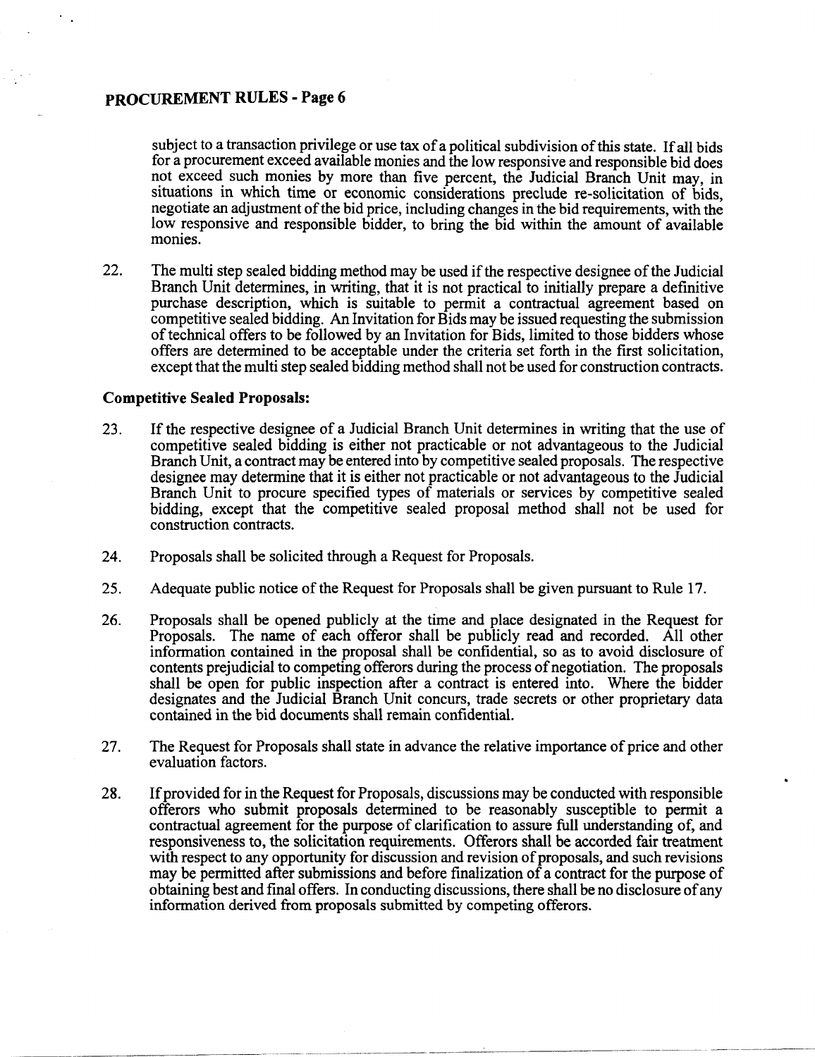subject to a transaction privilege or use tax of a political subdivision of this state. If all bids for a procurement exceed available monies and the low responsive and responsible bid does not exceed such monies by more than five percent, the Judicial Branch Unit may, in situations in which time or economic considerations preclude re-solicitation of bids, negotiate an adjustment of the bid price, including changes in the bid requirements, with the low responsive and responsible bidder, to bring the bid within the amount of available monies.

22. The multi step sealed bidding method may be used if the respective designee of the Judicial Branch Unit determines, in writing, that it is not practical to initially prepare a definitive purchase description, which is suitable to permit a contractual agreement based on competitive sealed bidding. An Invitation for Bids may be issued requesting the submission of technical offers to be followed by an Invitation for Bids, limited to those bidders whose offers are determined to be acceptable under the criteria set forth in the first solicitation, except that the multi step sealed bidding method shall not be used for construction contracts.

**Competitive Sealed Proposals:**

23. If the respective designee of a Judicial Branch Unit determines in writing that the use of competitive sealed bidding is either not practicable or not advantageous to the Judicial Branch Unit, a contract may be entered into by competitive sealed proposals. The respective designee may determine that it is either not practicable or not advantageous to the Judicial Branch Unit to procure specified types of materials or services by competitive sealed bidding, except that the competitive sealed proposal method shall not be used for construction contracts.

24. Proposals shall be solicited through a Request for Proposals.

25. Adequate public notice of the Request for Proposals shall be given pursuant to Rule 17.

26. Proposals shall be opened publicly at the time and place designated in the Request for Proposals. The name of each offeror shall be publicly read and recorded. All other information contained in the proposal shall be confidential, so as to avoid disclosure of contents prejudicial to competing offerors during the process of negotiation. The proposals shall be open for public inspection after a contract is entered into. Where the bidder designates and the Judicial Branch Unit concurs, trade secrets or other proprietary data contained in the bid documents shall remain confidential.

27. The Request for Proposals shall state in advance the relative importance of price and other evaluation factors.

28. If provided for in the Request for Proposals, discussions may be conducted with responsible offerors who submit proposals determined to be reasonably susceptible to permit a contractual agreement for the purpose of clarification to assure full understanding of, and responsiveness to, the solicitation requirements. Offerors shall be accorded fair treatment with respect to any opportunity for discussion and revision of proposals, and such revisions may be permitted after submissions and before finalization of a contract for the purpose of obtaining best and final offers. In conducting discussions, there shall be no disclosure of any information derived from proposals submitted by competing offerors.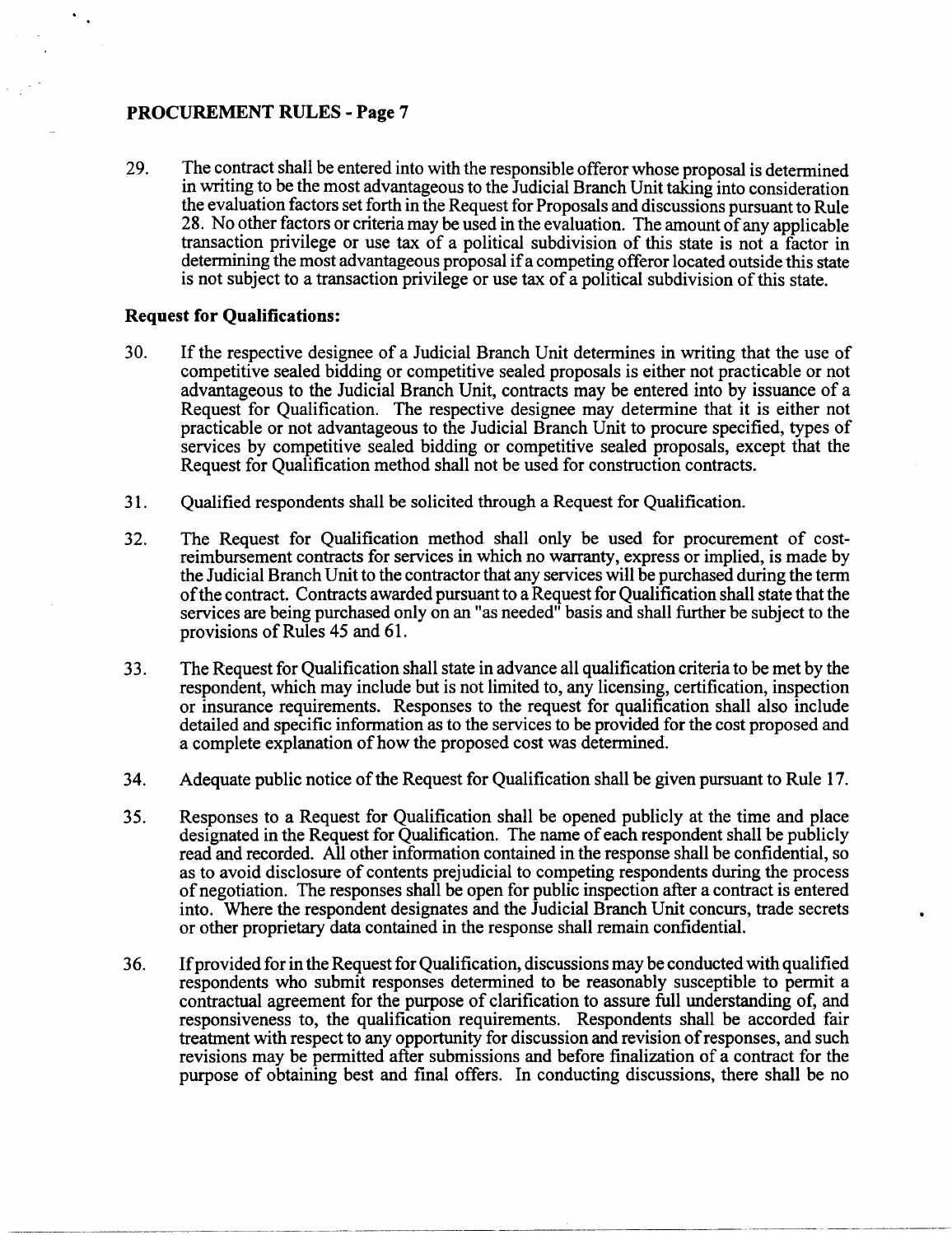29. The contract shall be entered into with the responsible offeror whose proposal is determined in writing to be the most advantageous to the Judicial Branch Unit taking into consideration the evaluation factors set forth in the Request for Proposals and discussions pursuant to Rule 28. No other factors or criteria may be used in the evaluation. The amount of any applicable transaction privilege or use tax of a political subdivision of this state is not a factor in determining the most advantageous proposal if a competing offeror located outside this state is not subject to a transaction privilege or use tax of a political subdivision of this state.

**Request for Qualifications:**

30. If the respective designee of a Judicial Branch Unit determines in writing that the use of competitive sealed bidding or competitive sealed proposals is either not practicable or not advantageous to the Judicial Branch Unit, contracts may be entered into by issuance of a Request for Qualification. The respective designee may determine that it is either not practicable or not advantageous to the Judicial Branch Unit to procure specified, types of services by competitive sealed bidding or competitive sealed proposals, except that the Request for Qualification method shall not be used for construction contracts.

31. Qualified respondents shall be solicited through a Request for Qualification.

32. The Request for Qualification method shall only be used for procurement of cost-reimbursement contracts for services in which no warranty, express or implied, is made by the Judicial Branch Unit to the contractor that any services will be purchased during the term of the contract. Contracts awarded pursuant to a Request for Qualification shall state that the services are being purchased only on an "as needed" basis and shall further be subject to the provisions of Rules 45 and 61.

33. The Request for Qualification shall state in advance all qualification criteria to be met by the respondent, which may include but is not limited to, any licensing, certification, inspection or insurance requirements. Responses to the request for qualification shall also include detailed and specific information as to the services to be provided for the cost proposed and a complete explanation of how the proposed cost was determined.

34. Adequate public notice of the Request for Qualification shall be given pursuant to Rule 17.

35. Responses to a Request for Qualification shall be opened publicly at the time and place designated in the Request for Qualification. The name of each respondent shall be publicly read and recorded. All other information contained in the response shall be confidential, so as to avoid disclosure of contents prejudicial to competing respondents during the process of negotiation. The responses shall be open for public inspection after a contract is entered into. Where the respondent designates and the Judicial Branch Unit concurs, trade secrets or other proprietary data contained in the response shall remain confidential.

36. If provided for in the Request for Qualification, discussions may be conducted with qualified respondents who submit responses determined to be reasonably susceptible to permit a contractual agreement for the purpose of clarification to assure full understanding of, and responsiveness to, the qualification requirements. Respondents shall be accorded fair treatment with respect to any opportunity for discussion and revision of responses, and such revisions may be permitted after submissions and before finalization of a contract for the purpose of obtaining best and final offers. In conducting discussions, there shall be no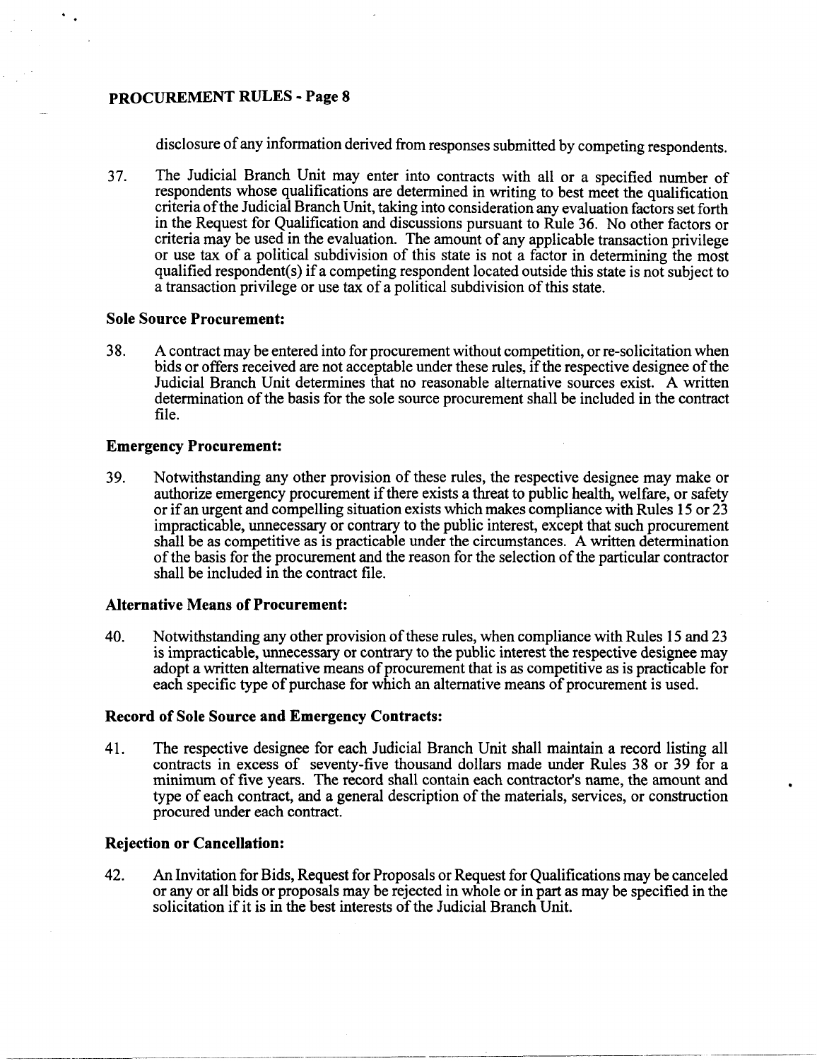disclosure of any information derived from responses submitted by competing respondents.

37. The Judicial Branch Unit may enter into contracts with all or a specified number of respondents whose qualifications are determined in writing to best meet the qualification criteria of the Judicial Branch Unit, taking into consideration any evaluation factors set forth in the Request for Qualification and discussions pursuant to Rule 36. No other factors or criteria may be used in the evaluation. The amount of any applicable transaction privilege or use tax of a political subdivision of this state is not a factor in determining the most qualified respondent(s) if a competing respondent located outside this state is not subject to a transaction privilege or use tax of a political subdivision of this state.

**Sole Source Procurement:**

38. A contract may be entered into for procurement without competition, or re-solicitation when bids or offers received are not acceptable under these rules, if the respective designee of the Judicial Branch Unit determines that no reasonable alternative sources exist. A written determination of the basis for the sole source procurement shall be included in the contract file.

**Emergency Procurement:**

39. Notwithstanding any other provision of these rules, the respective designee may make or authorize emergency procurement if there exists a threat to public health, welfare, or safety or if an urgent and compelling situation exists which makes compliance with Rules 15 or 23 impracticable, unnecessary or contrary to the public interest, except that such procurement shall be as competitive as is practicable under the circumstances. A written determination of the basis for the procurement and the reason for the selection of the particular contractor shall be included in the contract file.

**Alternative Means of Procurement:**

40. Notwithstanding any other provision of these rules, when compliance with Rules 15 and 23 is impracticable, unnecessary or contrary to the public interest the respective designee may adopt a written alternative means of procurement that is as competitive as is practicable for each specific type of purchase for which an alternative means of procurement is used.

**Record of Sole Source and Emergency Contracts:**

41. The respective designee for each Judicial Branch Unit shall maintain a record listing all contracts in excess of seventy-five thousand dollars made under Rules 38 or 39 for a minimum of five years. The record shall contain each contractor's name, the amount and type of each contract, and a general description of the materials, services, or construction procured under each contract.

**Rejection or Cancellation:**

42. An Invitation for Bids, Request for Proposals or Request for Qualifications may be canceled or any or all bids or proposals may be rejected in whole or in part as may be specified in the solicitation if it is in the best interests of the Judicial Branch Unit.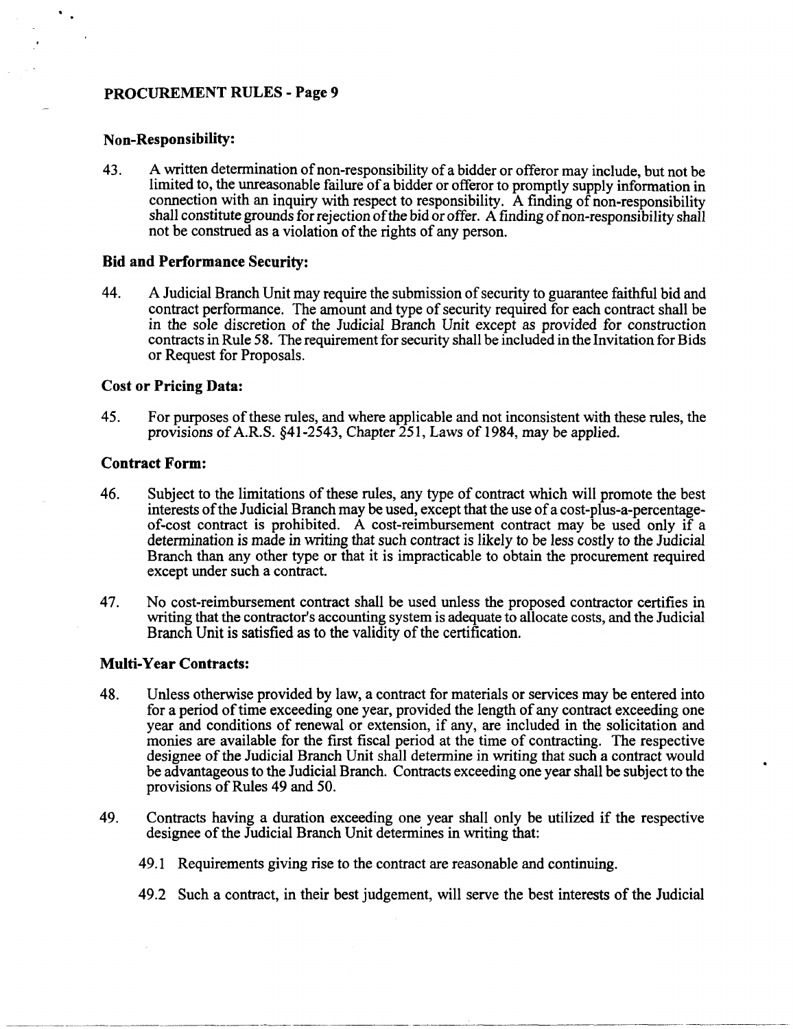## Non-Responsibility:

43. A written determination of non-responsibility of a bidder or offeror may include, but not be limited to, the unreasonable failure of a bidder or offeror to promptly supply information in connection with an inquiry with respect to responsibility. A finding of non-responsibility shall constitute grounds for rejection of the bid or offer. A finding of non-responsibility shall not be construed as a violation of the rights of any person.

## Bid and Performance Security:

44. A Judicial Branch Unit may require the submission of security to guarantee faithful bid and contract performance. The amount and type of security required for each contract shall be in the sole discretion of the Judicial Branch Unit except as provided for construction contracts in Rule 58. The requirement for security shall be included in the Invitation for Bids or Request for Proposals.

## Cost or Pricing Data:

45. For purposes of these rules, and where applicable and not inconsistent with these rules, the provisions of A.R.S. §41-2543, Chapter 251, Laws of 1984, may be applied.

## Contract Form:

46. Subject to the limitations of these rules, any type of contract which will promote the best interests of the Judicial Branch may be used, except that the use of a cost-plus-a-percentage-of-cost contract is prohibited. A cost-reimbursement contract may be used only if a determination is made in writing that such contract is likely to be less costly to the Judicial Branch than any other type or that it is impracticable to obtain the procurement required except under such a contract.

47. No cost-reimbursement contract shall be used unless the proposed contractor certifies in writing that the contractor's accounting system is adequate to allocate costs, and the Judicial Branch Unit is satisfied as to the validity of the certification.

## Multi-Year Contracts:

48. Unless otherwise provided by law, a contract for materials or services may be entered into for a period of time exceeding one year, provided the length of any contract exceeding one year and conditions of renewal or extension, if any, are included in the solicitation and monies are available for the first fiscal period at the time of contracting. The respective designee of the Judicial Branch Unit shall determine in writing that such a contract would be advantageous to the Judicial Branch. Contracts exceeding one year shall be subject to the provisions of Rules 49 and 50.

49. Contracts having a duration exceeding one year shall only be utilized if the respective designee of the Judicial Branch Unit determines in writing that:

    49.1 Requirements giving rise to the contract are reasonable and continuing.

    49.2 Such a contract, in their best judgement, will serve the best interests of the Judicial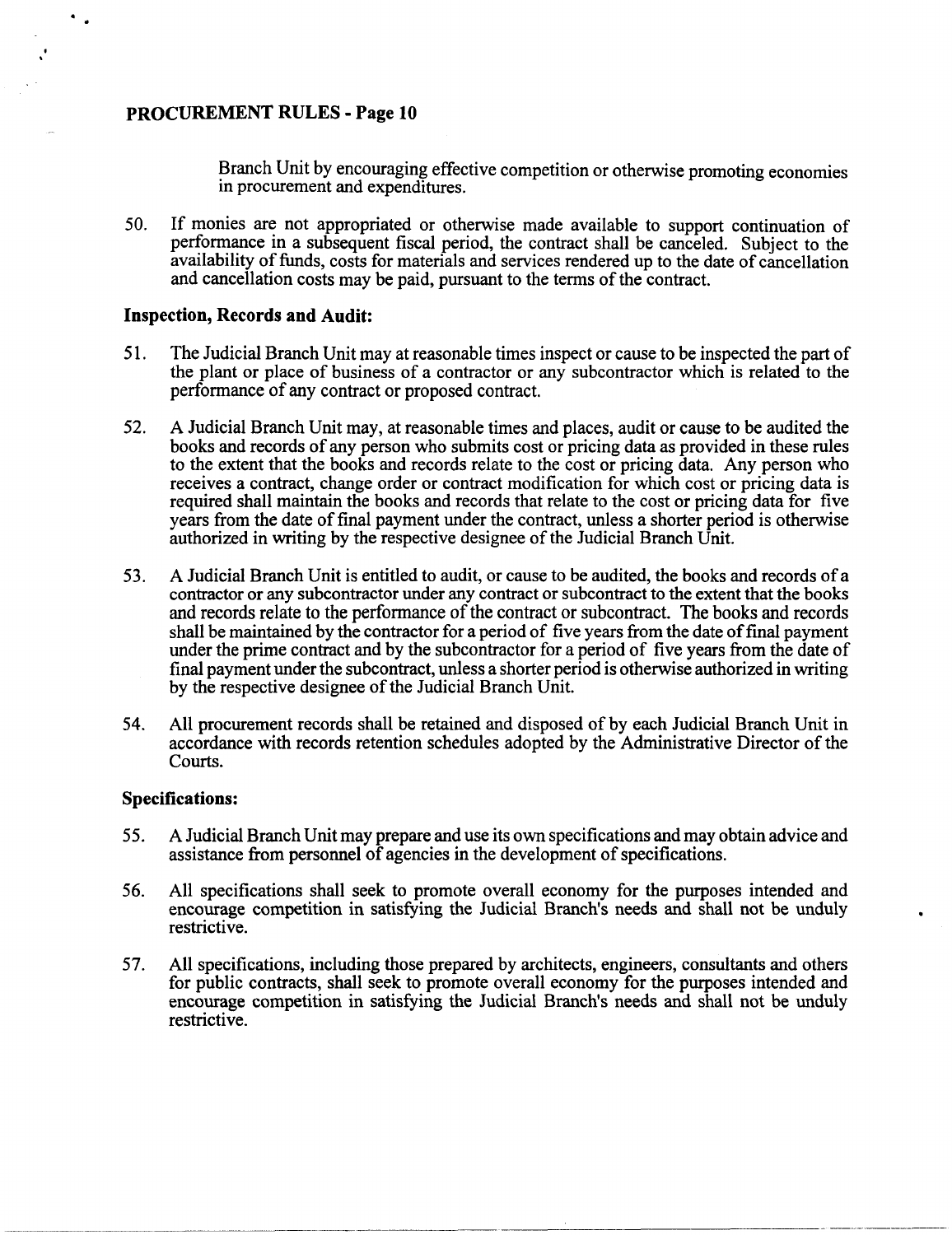Branch Unit by encouraging effective competition or otherwise promoting economies in procurement and expenditures.

50. If monies are not appropriated or otherwise made available to support continuation of performance in a subsequent fiscal period, the contract shall be canceled. Subject to the availability of funds, costs for materials and services rendered up to the date of cancellation and cancellation costs may be paid, pursuant to the terms of the contract.

### Inspection, Records and Audit:

51. The Judicial Branch Unit may at reasonable times inspect or cause to be inspected the part of the plant or place of business of a contractor or any subcontractor which is related to the performance of any contract or proposed contract.

52. A Judicial Branch Unit may, at reasonable times and places, audit or cause to be audited the books and records of any person who submits cost or pricing data as provided in these rules to the extent that the books and records relate to the cost or pricing data. Any person who receives a contract, change order or contract modification for which cost or pricing data is required shall maintain the books and records that relate to the cost or pricing data for five years from the date of final payment under the contract, unless a shorter period is otherwise authorized in writing by the respective designee of the Judicial Branch Unit.

53. A Judicial Branch Unit is entitled to audit, or cause to be audited, the books and records of a contractor or any subcontractor under any contract or subcontract to the extent that the books and records relate to the performance of the contract or subcontract. The books and records shall be maintained by the contractor for a period of five years from the date of final payment under the prime contract and by the subcontractor for a period of five years from the date of final payment under the subcontract, unless a shorter period is otherwise authorized in writing by the respective designee of the Judicial Branch Unit.

54. All procurement records shall be retained and disposed of by each Judicial Branch Unit in accordance with records retention schedules adopted by the Administrative Director of the Courts.

### Specifications:

55. A Judicial Branch Unit may prepare and use its own specifications and may obtain advice and assistance from personnel of agencies in the development of specifications.

56. All specifications shall seek to promote overall economy for the purposes intended and encourage competition in satisfying the Judicial Branch's needs and shall not be unduly restrictive.

57. All specifications, including those prepared by architects, engineers, consultants and others for public contracts, shall seek to promote overall economy for the purposes intended and encourage competition in satisfying the Judicial Branch's needs and shall not be unduly restrictive.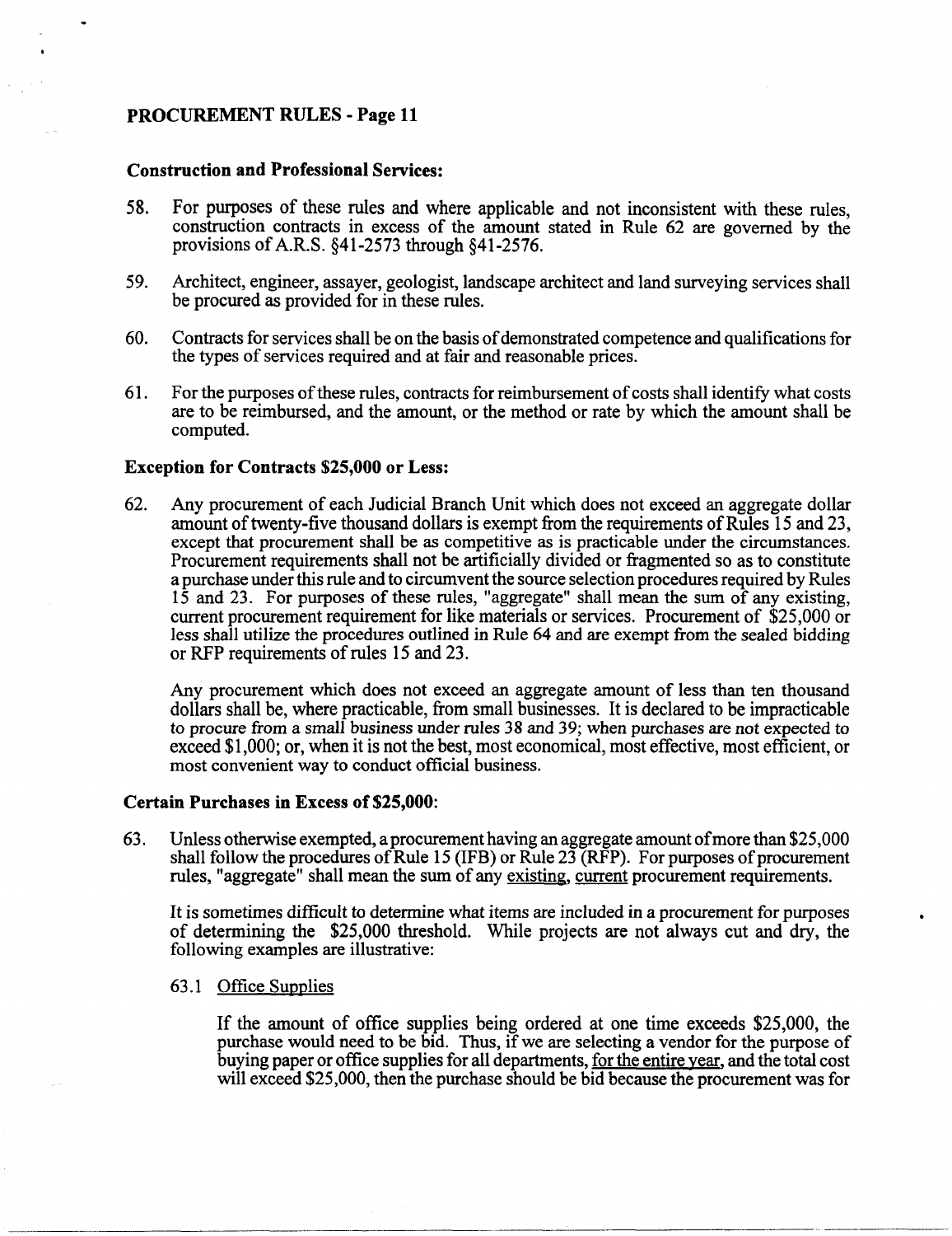### Construction and Professional Services:

58. For purposes of these rules and where applicable and not inconsistent with these rules, construction contracts in excess of the amount stated in Rule 62 are governed by the provisions of A.R.S. §41-2573 through §41-2576.

59. Architect, engineer, assayer, geologist, landscape architect and land surveying services shall be procured as provided for in these rules.

60. Contracts for services shall be on the basis of demonstrated competence and qualifications for the types of services required and at fair and reasonable prices.

61. For the purposes of these rules, contracts for reimbursement of costs shall identify what costs are to be reimbursed, and the amount, or the method or rate by which the amount shall be computed.

### Exception for Contracts $25,000 or Less:

62. Any procurement of each Judicial Branch Unit which does not exceed an aggregate dollar amount of twenty-five thousand dollars is exempt from the requirements of Rules 15 and 23, except that procurement shall be as competitive as is practicable under the circumstances. Procurement requirements shall not be artificially divided or fragmented so as to constitute a purchase under this rule and to circumvent the source selection procedures required by Rules 15 and 23. For purposes of these rules, "aggregate" shall mean the sum of any existing, current procurement requirement for like materials or services. Procurement of $25,000 or less shall utilize the procedures outlined in Rule 64 and are exempt from the sealed bidding or RFP requirements of rules 15 and 23.

    Any procurement which does not exceed an aggregate amount of less than ten thousand dollars shall be, where practicable, from small businesses. It is declared to be impracticable to procure from a small business under rules 38 and 39; when purchases are not expected to exceed $1,000; or, when it is not the best, most economical, most effective, most efficient, or most convenient way to conduct official business.

### Certain Purchases in Excess of $25,000:

63. Unless otherwise exempted, a procurement having an aggregate amount of more than $25,000 shall follow the procedures of Rule 15 (IFB) or Rule 23 (RFP). For purposes of procurement rules, "aggregate" shall mean the sum of any <u>existing, current</u> procurement requirements.

    It is sometimes difficult to determine what items are included in a procurement for purposes of determining the $25,000 threshold. While projects are not always cut and dry, the following examples are illustrative:

    63.1 <u>Office Supplies</u>

    If the amount of office supplies being ordered at one time exceeds $25,000, the purchase would need to be bid. Thus, if we are selecting a vendor for the purpose of buying paper or office supplies for all departments, <u>for the entire year</u>, and the total cost will exceed $25,000, then the purchase should be bid because the procurement was for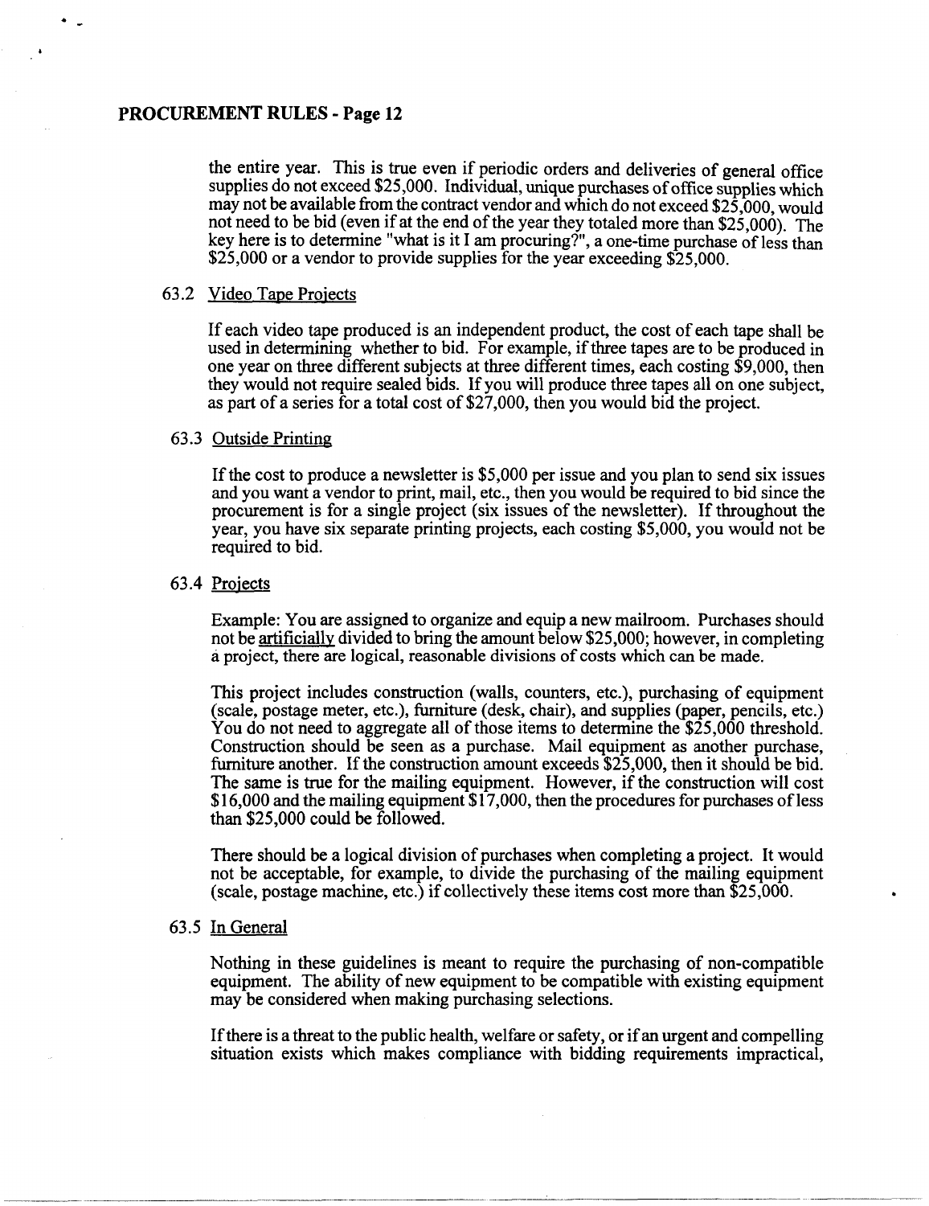the entire year. This is true even if periodic orders and deliveries of general office supplies do not exceed $25,000. Individual, unique purchases of office supplies which may not be available from the contract vendor and which do not exceed $25,000, would not need to be bid (even if at the end of the year they totaled more than $25,000). The key here is to determine "what is it I am procuring?", a one-time purchase of less than $25,000 or a vendor to provide supplies for the year exceeding $25,000.

### 63.2 <u>Video Tape Projects</u>

If each video tape produced is an independent product, the cost of each tape shall be used in determining whether to bid. For example, if three tapes are to be produced in one year on three different subjects at three different times, each costing $9,000, then they would not require sealed bids. If you will produce three tapes all on one subject, as part of a series for a total cost of $27,000, then you would bid the project.

### 63.3 <u>Outside Printing</u>

If the cost to produce a newsletter is $5,000 per issue and you plan to send six issues and you want a vendor to print, mail, etc., then you would be required to bid since the procurement is for a single project (six issues of the newsletter). If throughout the year, you have six separate printing projects, each costing $5,000, you would not be required to bid.

### 63.4 <u>Projects</u>

Example: You are assigned to organize and equip a new mailroom. Purchases should not be <u>artificially</u> divided to bring the amount below $25,000; however, in completing a project, there are logical, reasonable divisions of costs which can be made.

This project includes construction (walls, counters, etc.), purchasing of equipment (scale, postage meter, etc.), furniture (desk, chair), and supplies (paper, pencils, etc.) You do not need to aggregate all of those items to determine the $25,000 threshold. Construction should be seen as a purchase. Mail equipment as another purchase, furniture another. If the construction amount exceeds $25,000, then it should be bid. The same is true for the mailing equipment. However, if the construction will cost $16,000 and the mailing equipment $17,000, then the procedures for purchases of less than $25,000 could be followed.

There should be a logical division of purchases when completing a project. It would not be acceptable, for example, to divide the purchasing of the mailing equipment (scale, postage machine, etc.) if collectively these items cost more than $25,000.

### 63.5 <u>In General</u>

Nothing in these guidelines is meant to require the purchasing of non-compatible equipment. The ability of new equipment to be compatible with existing equipment may be considered when making purchasing selections.

If there is a threat to the public health, welfare or safety, or if an urgent and compelling situation exists which makes compliance with bidding requirements impractical,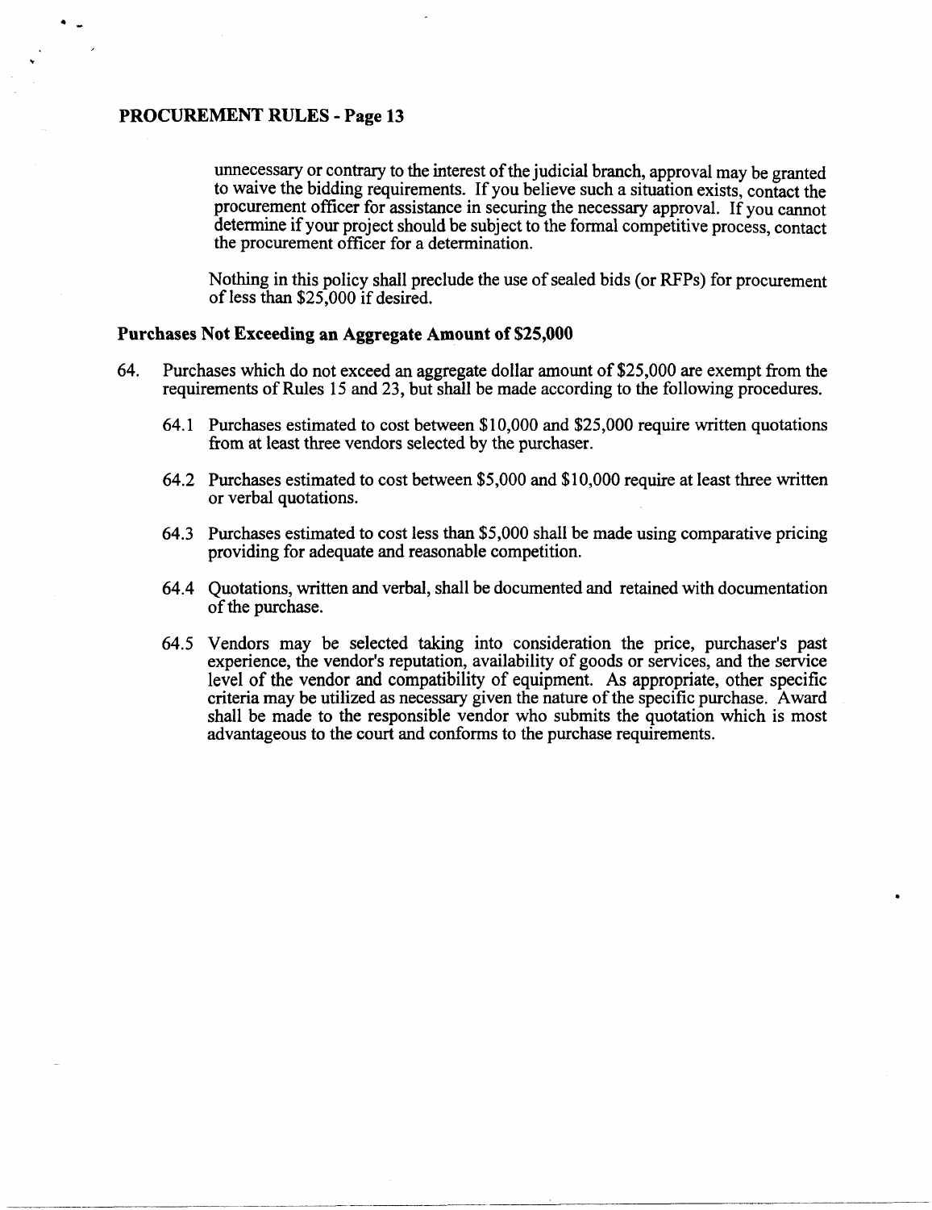unnecessary or contrary to the interest of the judicial branch, approval may be granted to waive the bidding requirements. If you believe such a situation exists, contact the procurement officer for assistance in securing the necessary approval. If you cannot determine if your project should be subject to the formal competitive process, contact the procurement officer for a determination.

Nothing in this policy shall preclude the use of sealed bids (or RFPs) for procurement of less than $25,000 if desired.

### Purchases Not Exceeding an Aggregate Amount of $25,000

64. Purchases which do not exceed an aggregate dollar amount of $25,000 are exempt from the requirements of Rules 15 and 23, but shall be made according to the following procedures.

    64.1 Purchases estimated to cost between $10,000 and $25,000 require written quotations from at least three vendors selected by the purchaser.

    64.2 Purchases estimated to cost between $5,000 and $10,000 require at least three written or verbal quotations.

    64.3 Purchases estimated to cost less than $5,000 shall be made using comparative pricing providing for adequate and reasonable competition.

    64.4 Quotations, written and verbal, shall be documented and retained with documentation of the purchase.

    64.5 Vendors may be selected taking into consideration the price, purchaser's past experience, the vendor's reputation, availability of goods or services, and the service level of the vendor and compatibility of equipment. As appropriate, other specific criteria may be utilized as necessary given the nature of the specific purchase. Award shall be made to the responsible vendor who submits the quotation which is most advantageous to the court and conforms to the purchase requirements.